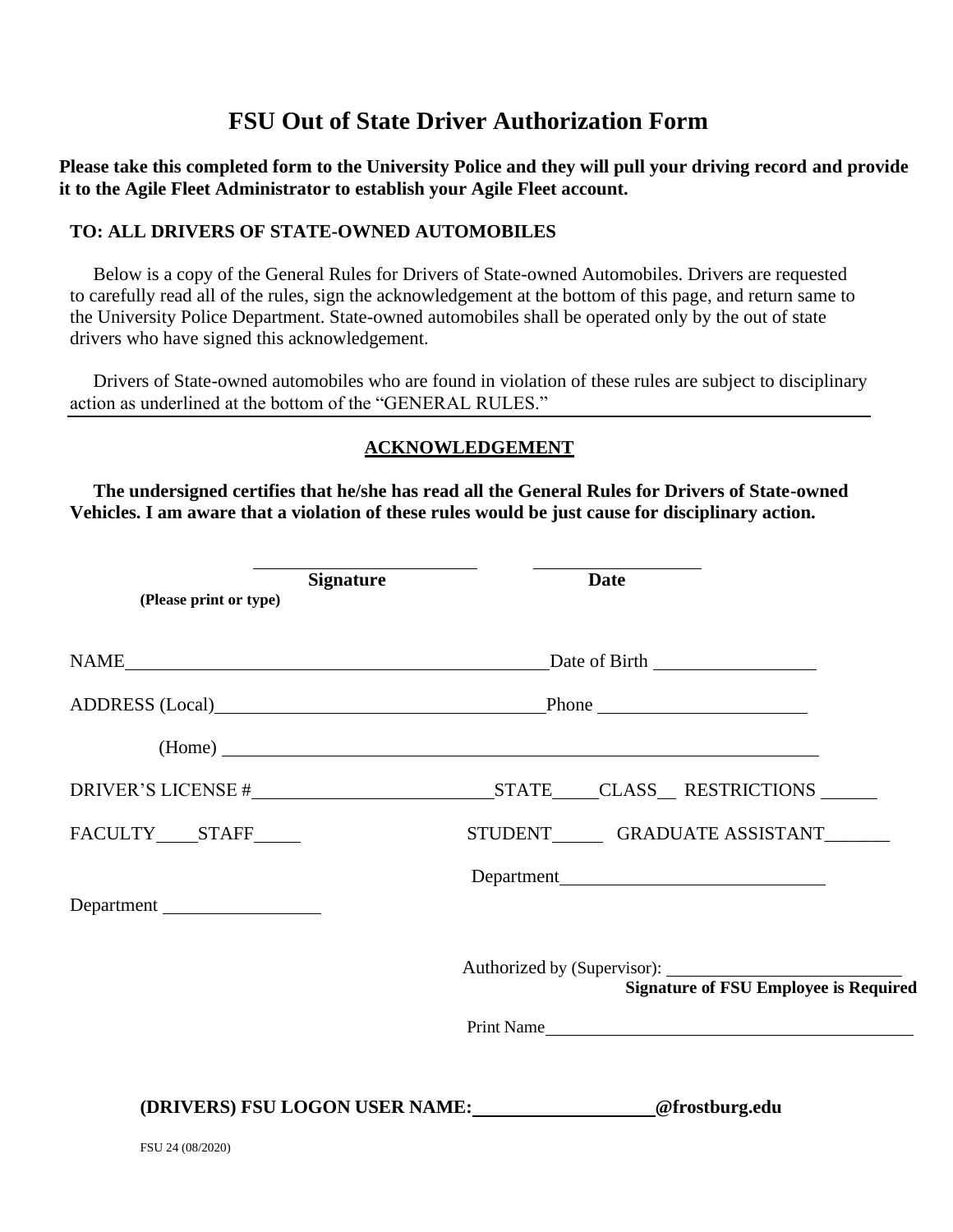# FSU Out of State Driver Authorization Form

**Please take this completed form to the University Police and they will pull your driving record and provide it to the Agile Fleet Administrator to establish your Agile Fleet account.**

**TO: ALL DRIVERS OF STATE-OWNED AUTOMOBILES**

Below is a copy of the General Rules for Drivers of State-owned Automobiles. Drivers are requested to carefully read all of the rules, sign the acknowledgement at the bottom of this page, and return same to the University Police Department. State-owned automobiles shall be operated only by the out of state drivers who have signed this acknowledgement.

Drivers of State-owned automobiles who are found in violation of these rules are subject to disciplinary action as underlined at the bottom of the "GENERAL RULES."

---

## ACKNOWLEDGEMENT

**The undersigned certifies that he/she has read all the General Rules for Drivers of State-owned Vehicles. I am aware that a violation of these rules would be just cause for disciplinary action.**

______________________ **Signature** ______________________ **Date**

**(Please print or type)**

NAME______________________________________ Date of Birth ________________

ADDRESS (Local)______________________________ Phone ____________________

(Home) ______________________________________________________________

DRIVER'S LICENSE #______________________ STATE_____ CLASS___ RESTRICTIONS ______

FACULTY_____ STAFF_____ STUDENT_____ GRADUATE ASSISTANT_______

Department ________________

Department_________________________

Authorized by (Supervisor): ________________________

**Signature of FSU Employee is Required**

Print Name________________________________________

**(DRIVERS) FSU LOGON USER NAME:__________________@frostburg.edu**

FSU 24 (08/2020)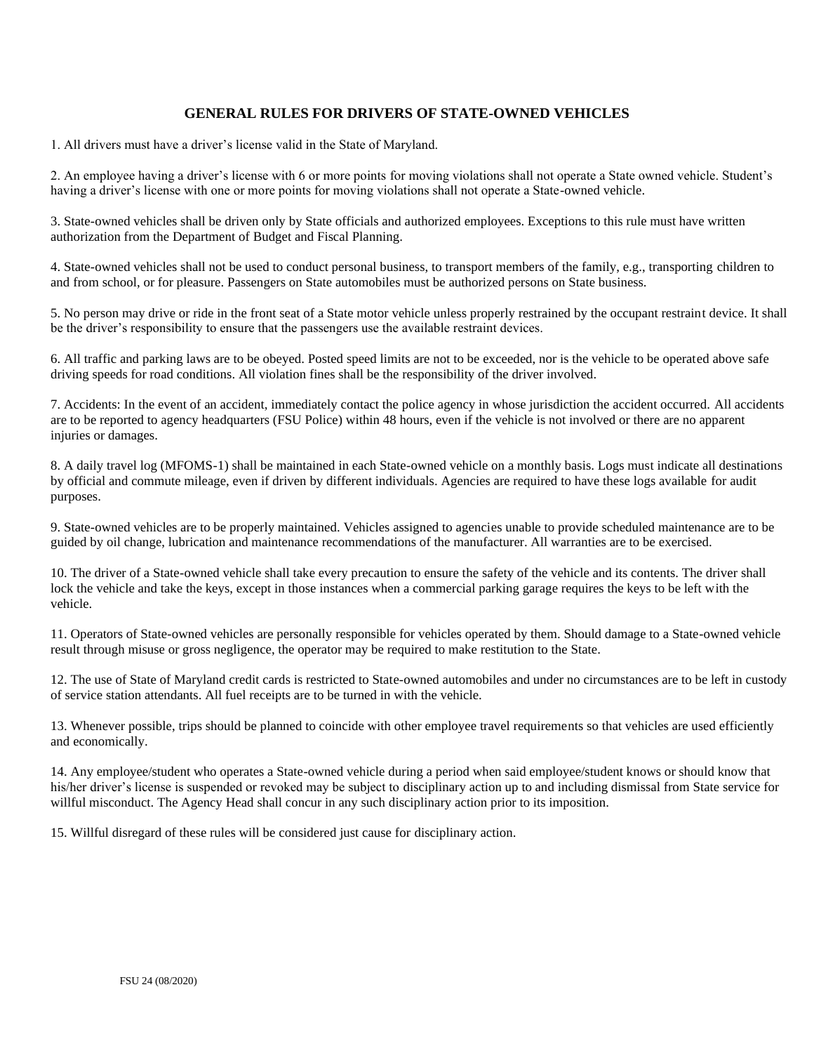## GENERAL RULES FOR DRIVERS OF STATE-OWNED VEHICLES

1. All drivers must have a driver's license valid in the State of Maryland.

2. An employee having a driver's license with 6 or more points for moving violations shall not operate a State owned vehicle. Student's having a driver's license with one or more points for moving violations shall not operate a State-owned vehicle.

3. State-owned vehicles shall be driven only by State officials and authorized employees. Exceptions to this rule must have written authorization from the Department of Budget and Fiscal Planning.

4. State-owned vehicles shall not be used to conduct personal business, to transport members of the family, e.g., transporting children to and from school, or for pleasure. Passengers on State automobiles must be authorized persons on State business.

5. No person may drive or ride in the front seat of a State motor vehicle unless properly restrained by the occupant restraint device. It shall be the driver's responsibility to ensure that the passengers use the available restraint devices.

6. All traffic and parking laws are to be obeyed. Posted speed limits are not to be exceeded, nor is the vehicle to be operated above safe driving speeds for road conditions. All violation fines shall be the responsibility of the driver involved.

7. Accidents: In the event of an accident, immediately contact the police agency in whose jurisdiction the accident occurred. All accidents are to be reported to agency headquarters (FSU Police) within 48 hours, even if the vehicle is not involved or there are no apparent injuries or damages.

8. A daily travel log (MFOMS-1) shall be maintained in each State-owned vehicle on a monthly basis. Logs must indicate all destinations by official and commute mileage, even if driven by different individuals. Agencies are required to have these logs available for audit purposes.

9. State-owned vehicles are to be properly maintained. Vehicles assigned to agencies unable to provide scheduled maintenance are to be guided by oil change, lubrication and maintenance recommendations of the manufacturer. All warranties are to be exercised.

10. The driver of a State-owned vehicle shall take every precaution to ensure the safety of the vehicle and its contents. The driver shall lock the vehicle and take the keys, except in those instances when a commercial parking garage requires the keys to be left with the vehicle.

11. Operators of State-owned vehicles are personally responsible for vehicles operated by them. Should damage to a State-owned vehicle result through misuse or gross negligence, the operator may be required to make restitution to the State.

12. The use of State of Maryland credit cards is restricted to State-owned automobiles and under no circumstances are to be left in custody of service station attendants. All fuel receipts are to be turned in with the vehicle.

13. Whenever possible, trips should be planned to coincide with other employee travel requirements so that vehicles are used efficiently and economically.

14. Any employee/student who operates a State-owned vehicle during a period when said employee/student knows or should know that his/her driver's license is suspended or revoked may be subject to disciplinary action up to and including dismissal from State service for willful misconduct. The Agency Head shall concur in any such disciplinary action prior to its imposition.

15. Willful disregard of these rules will be considered just cause for disciplinary action.

FSU 24 (08/2020)